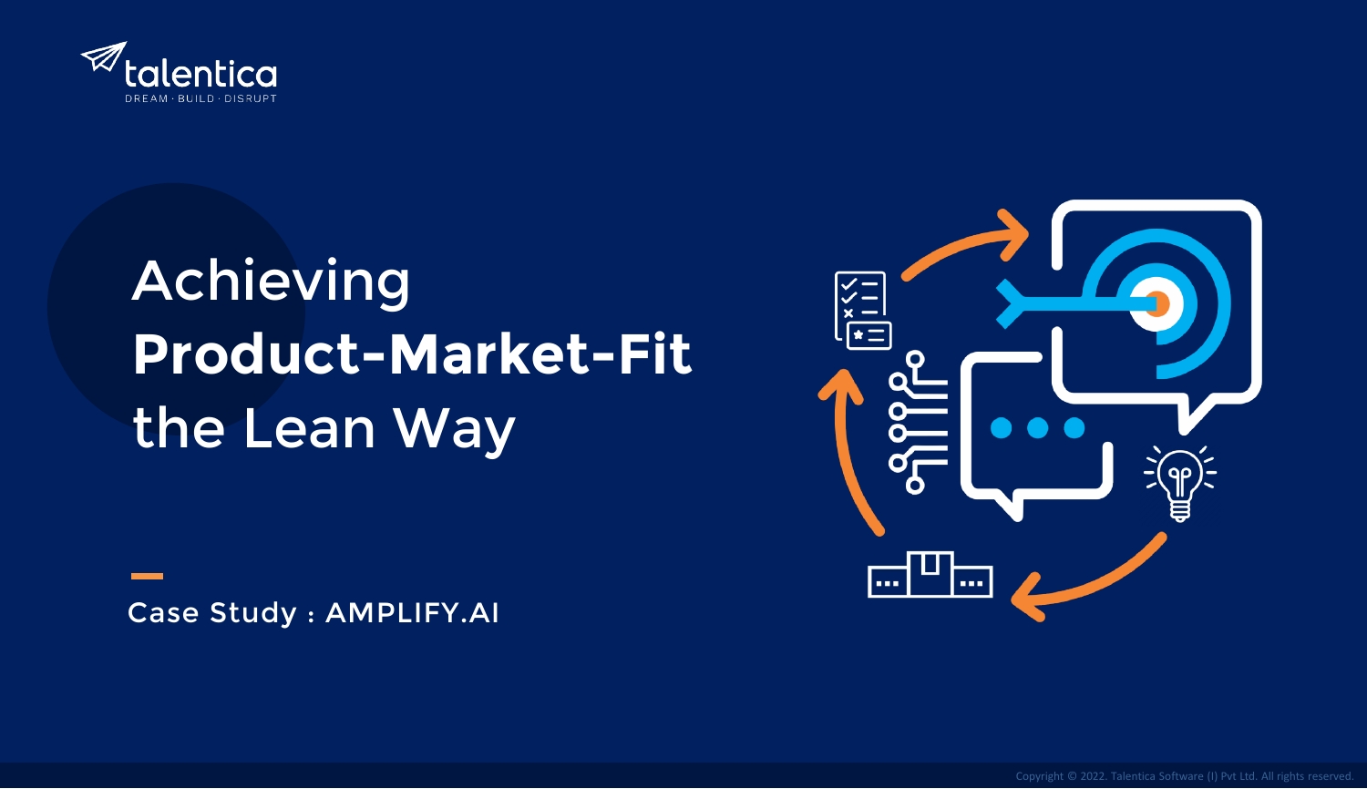talentica
DREAM · BUILD · DISRUPT

# Achieving **Product-Market-Fit** the Lean Way

Case Study : AMPLIFY.AI

Copyright © 2022. Talentica Software (I) Pvt Ltd. All rights reserved.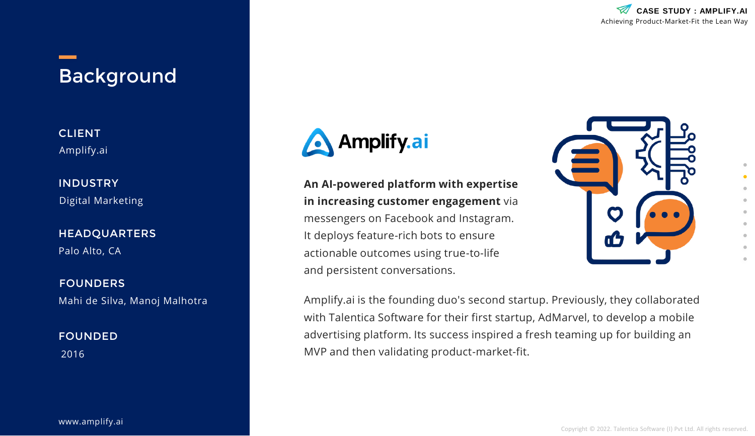# Background

**CLIENT**
Amplify.ai

**INDUSTRY**
Digital Marketing

**HEADQUARTERS**
Palo Alto, CA

**FOUNDERS**
Mahi de Silva, Manoj Malhotra

**FOUNDED**
2016

www.amplify.ai

**An AI-powered platform with expertise in increasing customer engagement** via messengers on Facebook and Instagram. It deploys feature-rich bots to ensure actionable outcomes using true-to-life and persistent conversations.

Amplify.ai is the founding duo's second startup. Previously, they collaborated with Talentica Software for their first startup, AdMarvel, to develop a mobile advertising platform. Its success inspired a fresh teaming up for building an MVP and then validating product-market-fit.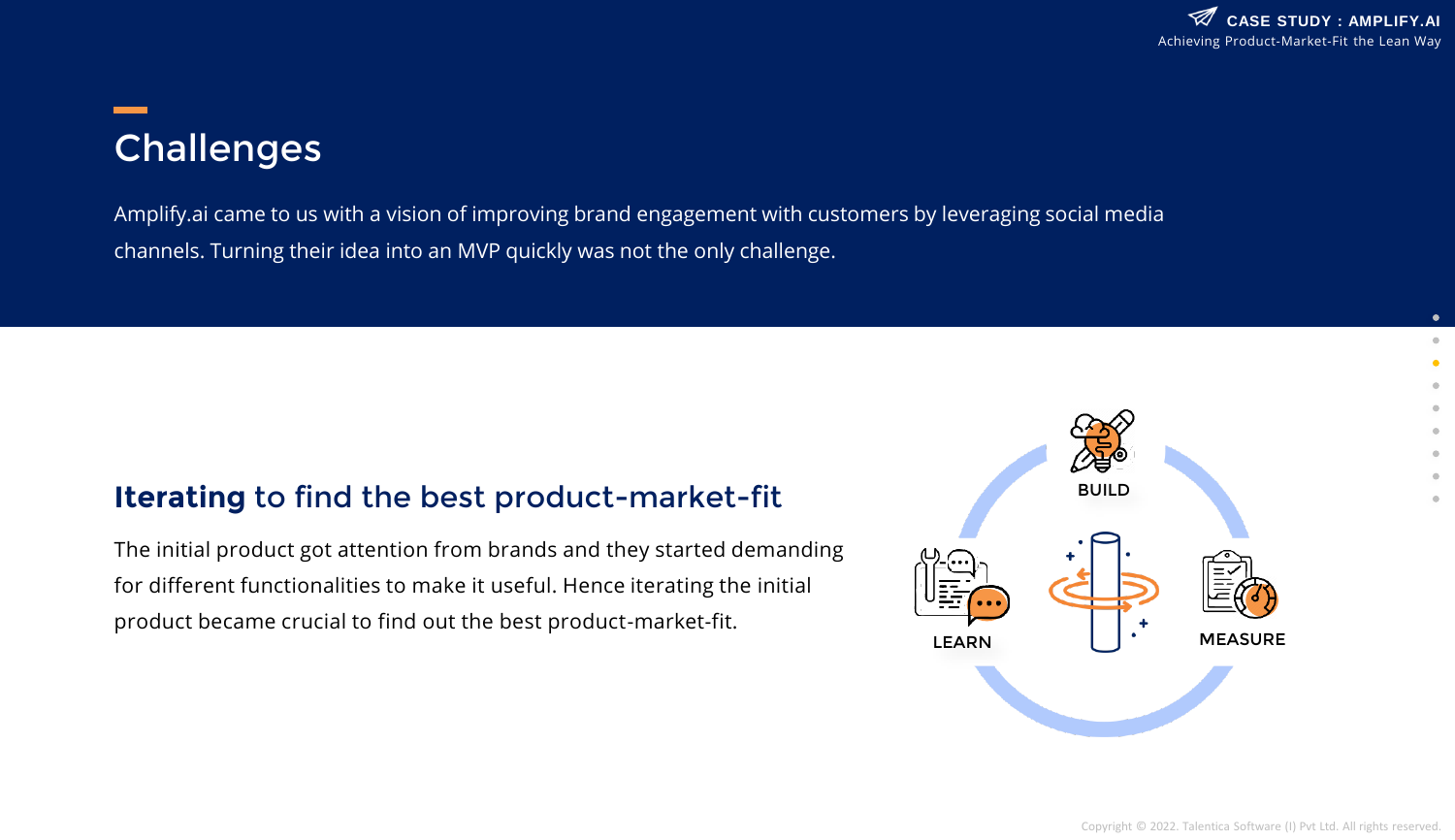# Challenges

Amplify.ai came to us with a vision of improving brand engagement with customers by leveraging social media channels. Turning their idea into an MVP quickly was not the only challenge.

## **Iterating** to find the best product-market-fit

The initial product got attention from brands and they started demanding for different functionalities to make it useful. Hence iterating the initial product became crucial to find out the best product-market-fit.

BUILD

LEARN

MEASURE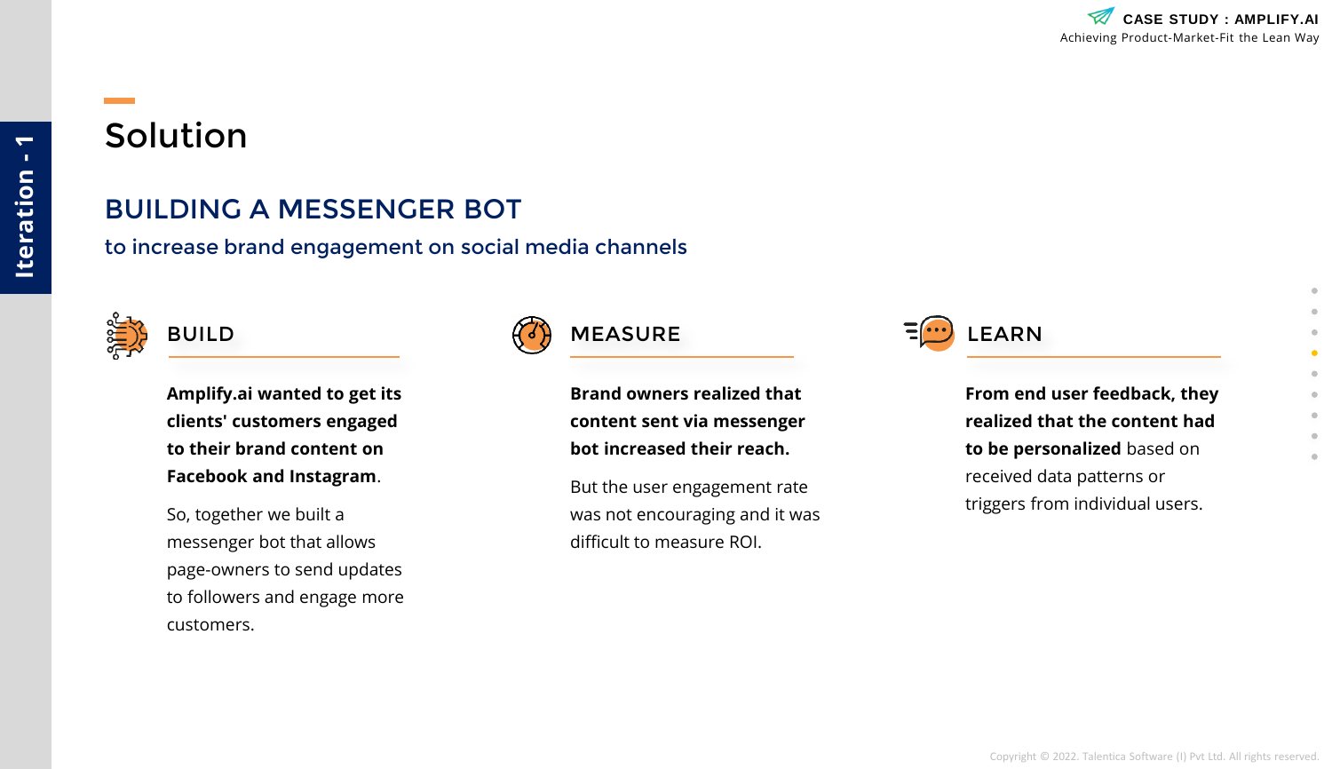Iteration - 1

# Solution

## BUILDING A MESSENGER BOT

to increase brand engagement on social media channels

### BUILD

**Amplify.ai wanted to get its clients' customers engaged to their brand content on Facebook and Instagram**.

So, together we built a messenger bot that allows page-owners to send updates to followers and engage more customers.

### MEASURE

**Brand owners realized that content sent via messenger bot increased their reach.**

But the user engagement rate was not encouraging and it was difficult to measure ROI.

### LEARN

**From end user feedback, they realized that the content had to be personalized** based on received data patterns or triggers from individual users.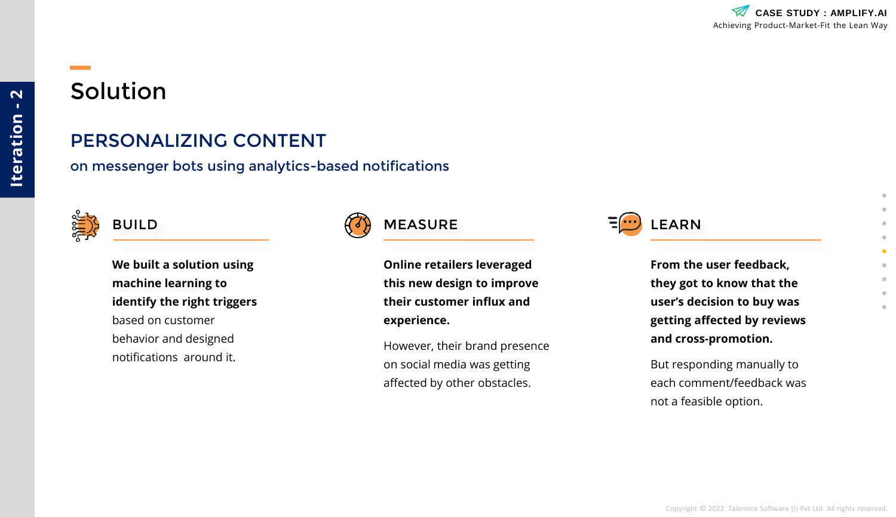Iteration - 2

# Solution

## PERSONALIZING CONTENT

on messenger bots using analytics-based notifications

### BUILD

**We built a solution using machine learning to identify the right triggers** based on customer behavior and designed notifications around it.

### MEASURE

**Online retailers leveraged this new design to improve their customer influx and experience.**

However, their brand presence on social media was getting affected by other obstacles.

### LEARN

**From the user feedback, they got to know that the user's decision to buy was getting affected by reviews and cross-promotion.**

But responding manually to each comment/feedback was not a feasible option.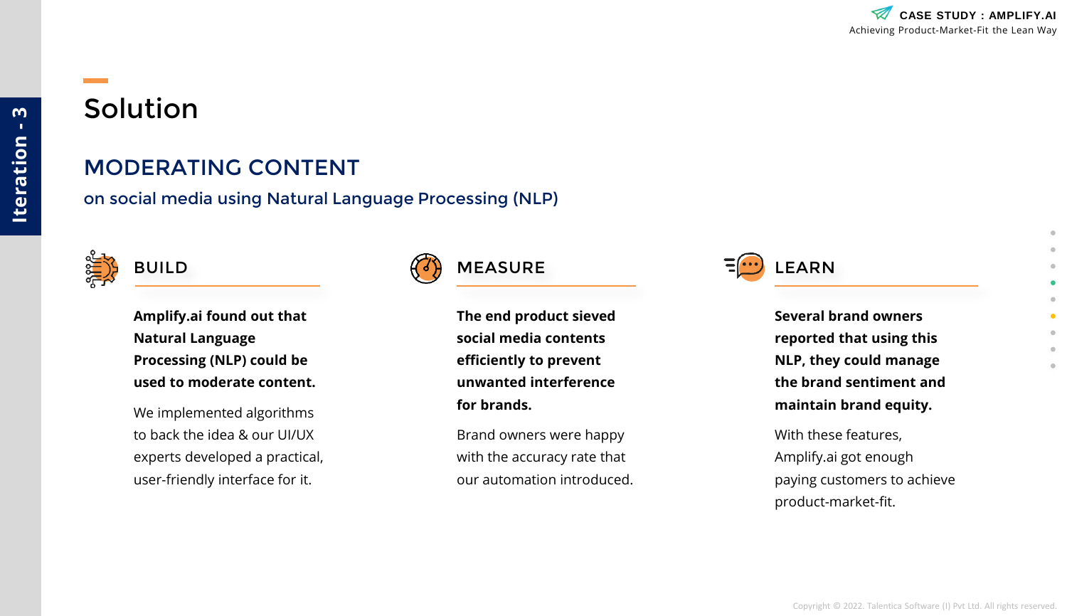Iteration - 3

# Solution

## MODERATING CONTENT

on social media using Natural Language Processing (NLP)

### BUILD

**Amplify.ai found out that Natural Language Processing (NLP) could be used to moderate content.**

We implemented algorithms to back the idea & our UI/UX experts developed a practical, user-friendly interface for it.

### MEASURE

**The end product sieved social media contents efficiently to prevent unwanted interference for brands.**

Brand owners were happy with the accuracy rate that our automation introduced.

### LEARN

**Several brand owners reported that using this NLP, they could manage the brand sentiment and maintain brand equity.**

With these features, Amplify.ai got enough paying customers to achieve product-market-fit.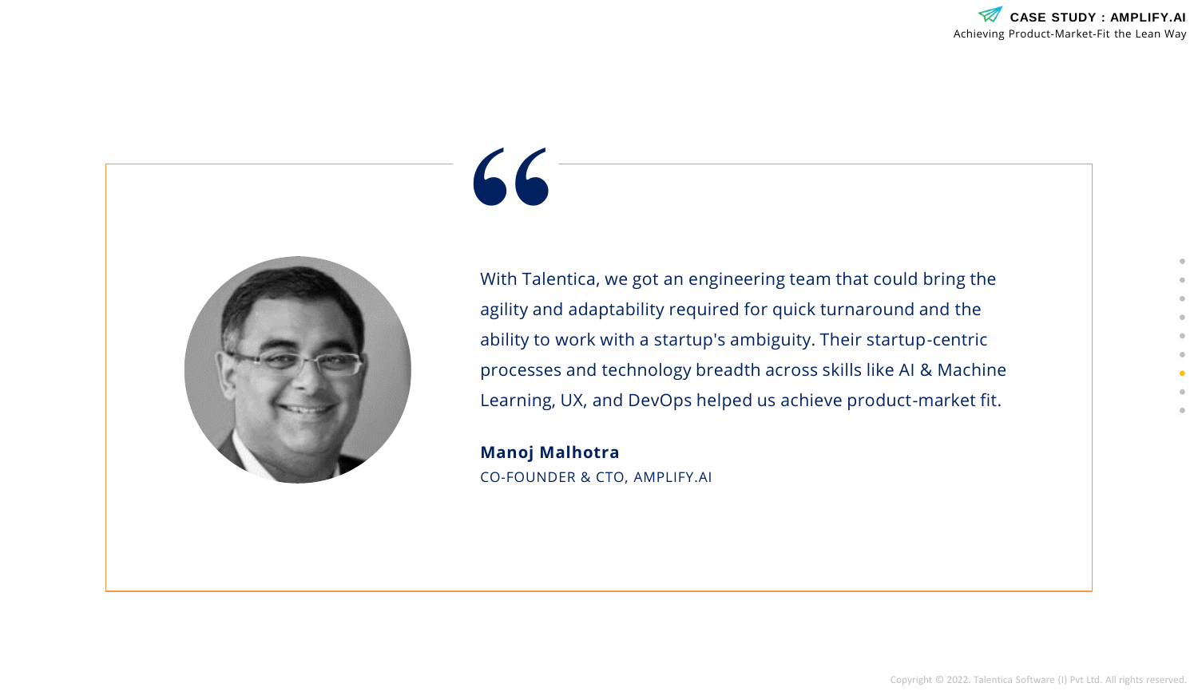> With Talentica, we got an engineering team that could bring the agility and adaptability required for quick turnaround and the ability to work with a startup's ambiguity. Their startup-centric processes and technology breadth across skills like AI & Machine Learning, UX, and DevOps helped us achieve product-market fit.

**Manoj Malhotra**

CO-FOUNDER & CTO, AMPLIFY.AI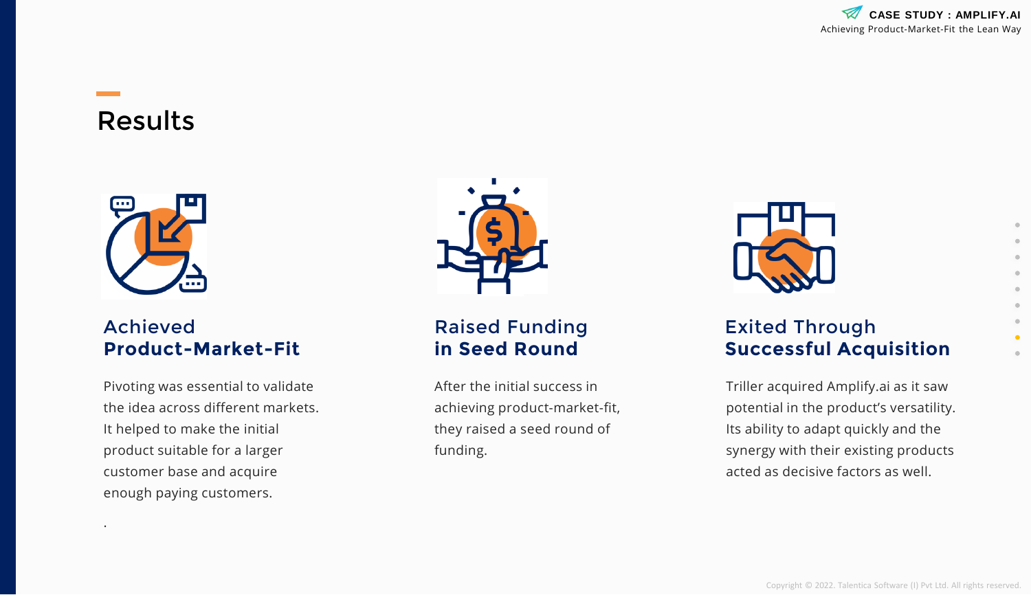# Results

### Achieved **Product-Market-Fit**

Pivoting was essential to validate the idea across different markets. It helped to make the initial product suitable for a larger customer base and acquire enough paying customers.

.

### Raised Funding **in Seed Round**

After the initial success in achieving product-market-fit, they raised a seed round of funding.

### Exited Through **Successful Acquisition**

Triller acquired Amplify.ai as it saw potential in the product's versatility. Its ability to adapt quickly and the synergy with their existing products acted as decisive factors as well.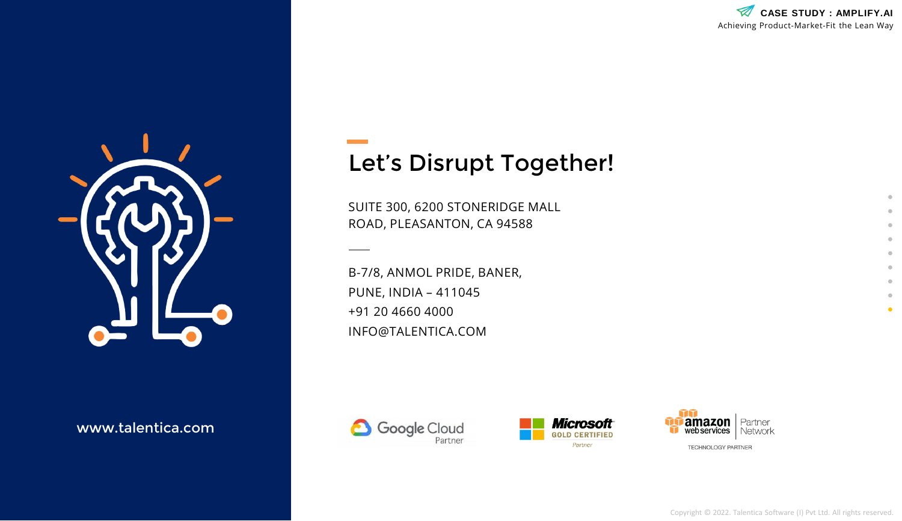# Let’s Disrupt Together!

SUITE 300, 6200 STONERIDGE MALL
ROAD, PLEASANTON, CA 94588

B-7/8, ANMOL PRIDE, BANER,
PUNE, INDIA – 411045
+91 20 4660 4000
INFO@TALENTICA.COM

www.talentica.com

Copyright © 2022. Talentica Software (I) Pvt Ltd. All rights reserved.